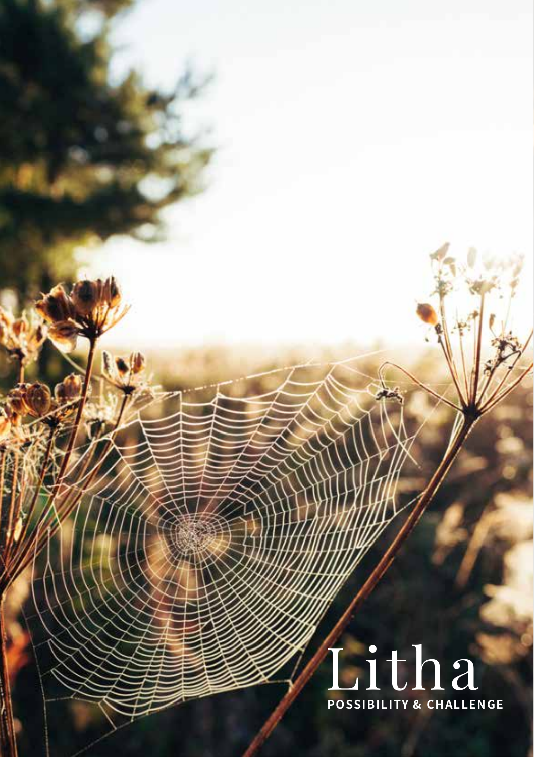# Litha

**POSSIBILITY & CHALLENGE**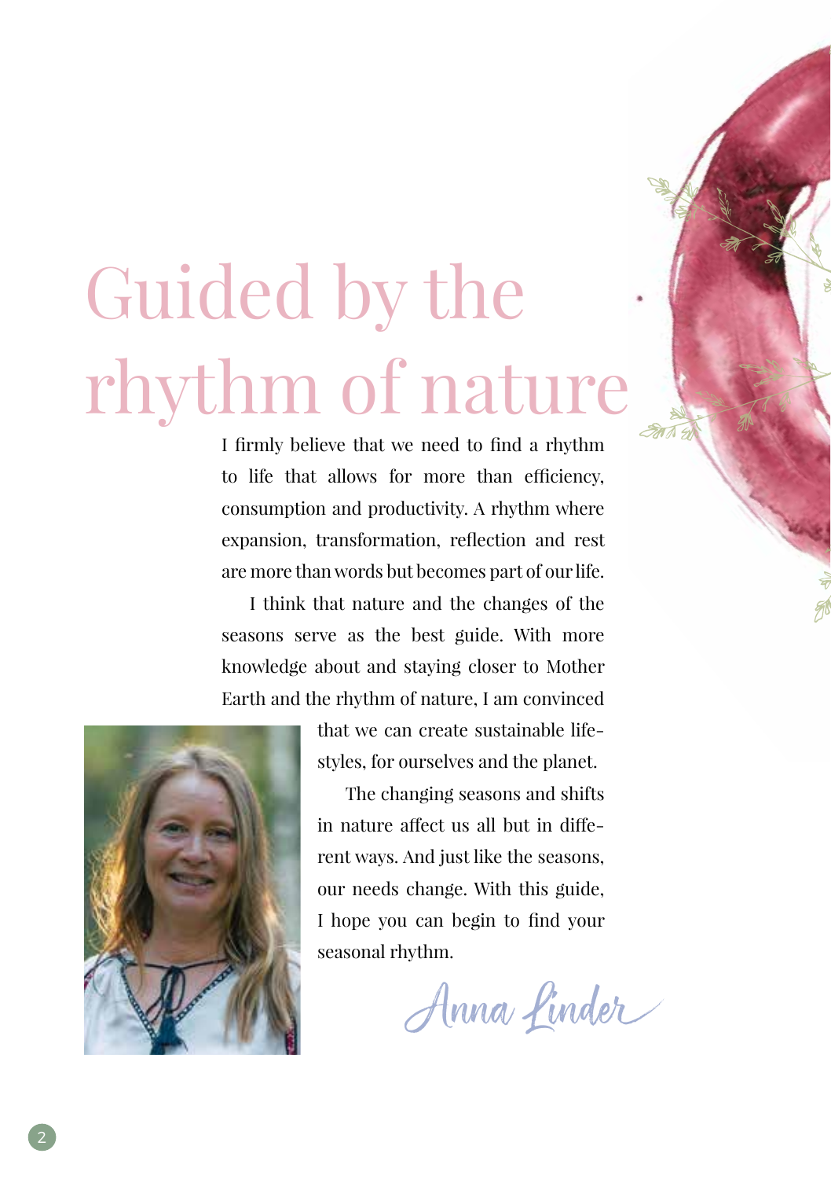# Guided by the rhythm of nature

I firmly believe that we need to find a rhythm to life that allows for more than efficiency, consumption and productivity. A rhythm where expansion, transformation, reflection and rest are more than words but becomes part of our life.

I think that nature and the changes of the seasons serve as the best guide. With more knowledge about and staying closer to Mother Earth and the rhythm of nature, I am convinced that we can create sustainable lifestyles, for ourselves and the planet.

The changing seasons and shifts in nature affect us all but in different ways. And just like the seasons, our needs change. With this guide, I hope you can begin to find your seasonal rhythm.

*Anna Linder*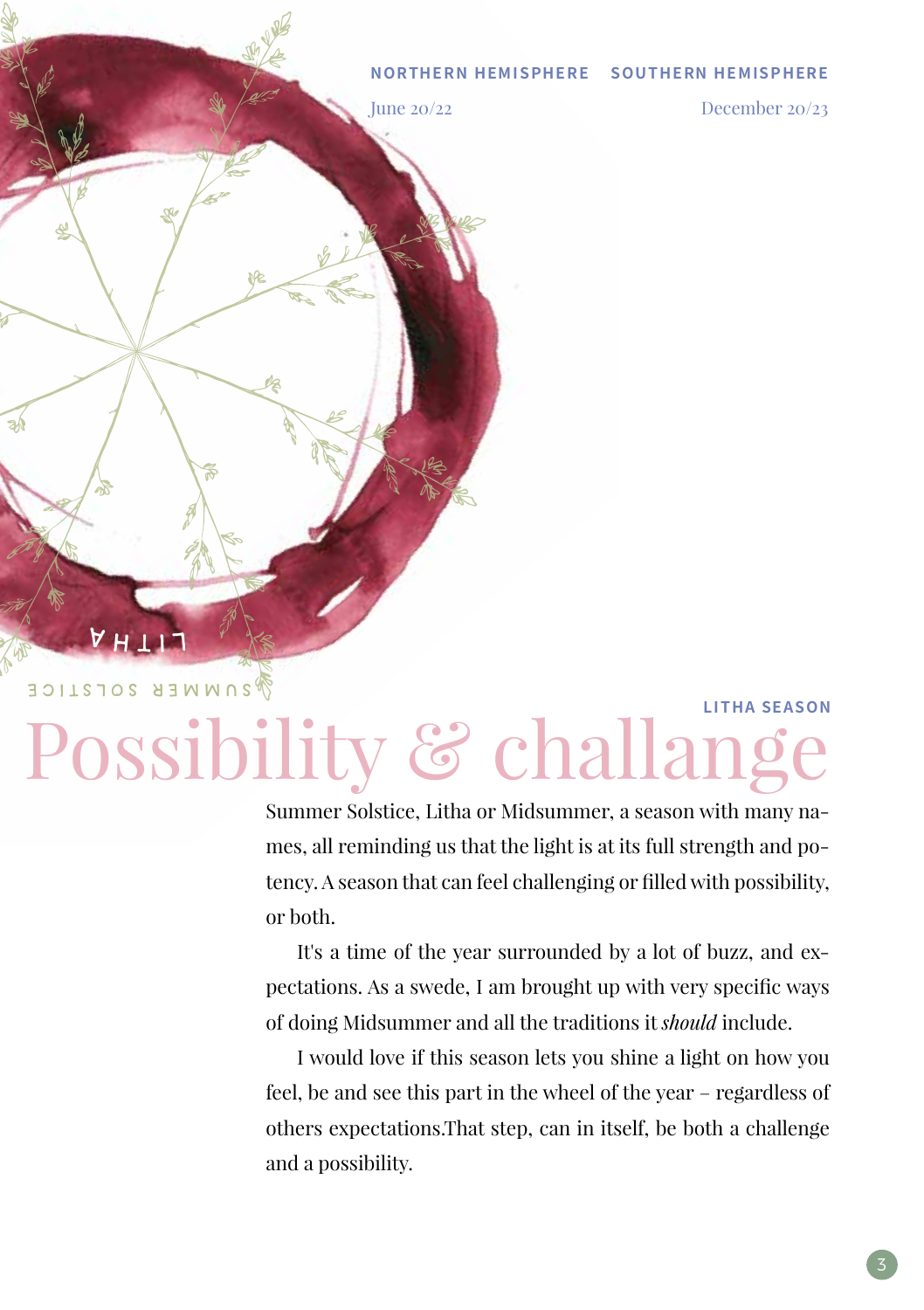**NORTHERN HEMISPHERE** June 20/22

**SOUTHERN HEMISPHERE** December 20/23

LITHA

SUMMER SOLSTICE

**LITHA SEASON**

# Possibility & challange

Summer Solstice, Litha or Midsummer, a season with many names, all reminding us that the light is at its full strength and potency. A season that can feel challenging or filled with possibility, or both.

It's a time of the year surrounded by a lot of buzz, and expectations. As a swede, I am brought up with very specific ways of doing Midsummer and all the traditions it *should* include.

I would love if this season lets you shine a light on how you feel, be and see this part in the wheel of the year – regardless of others expectations.That step, can in itself, be both a challenge and a possibility.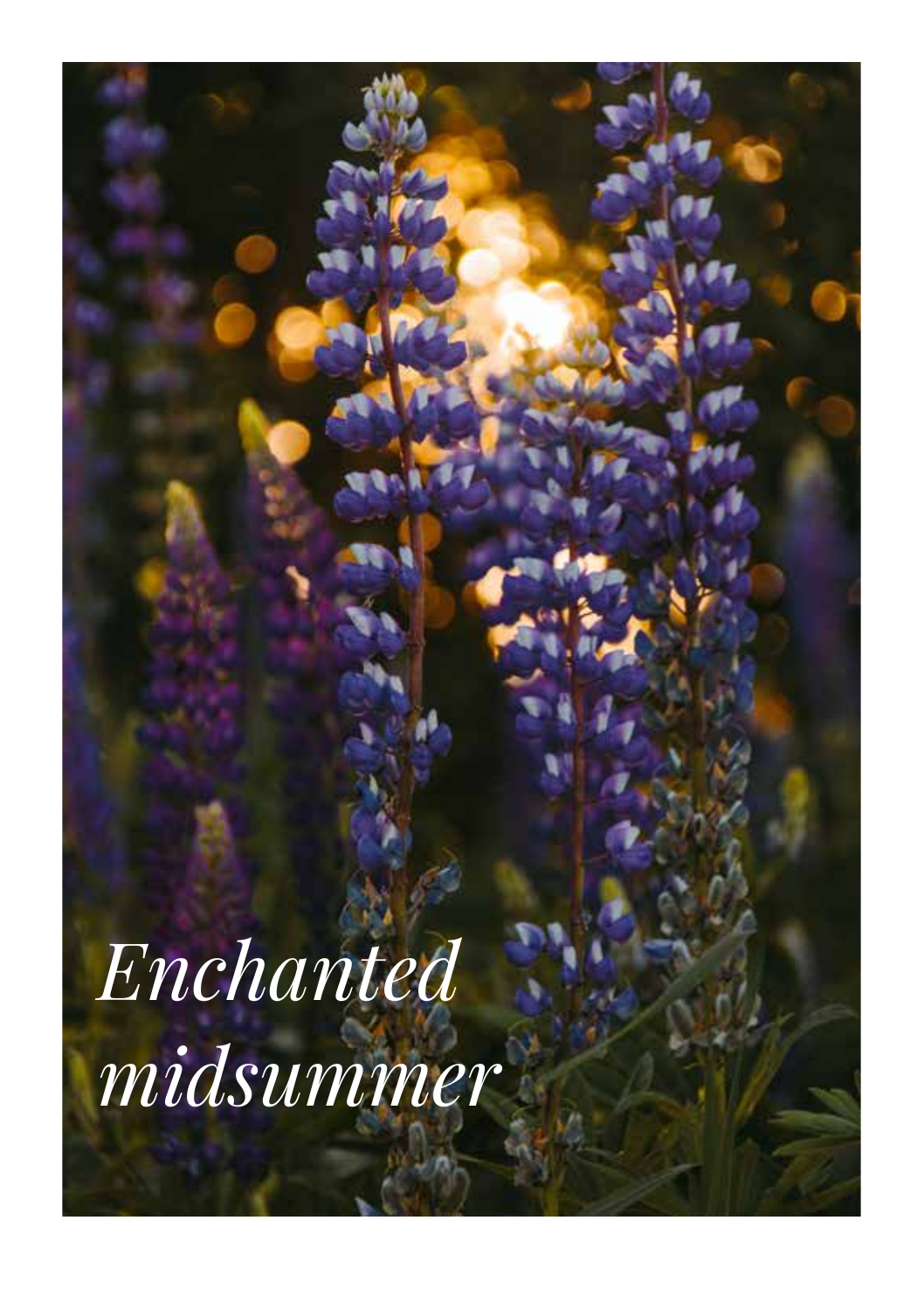*Enchanted midsummer*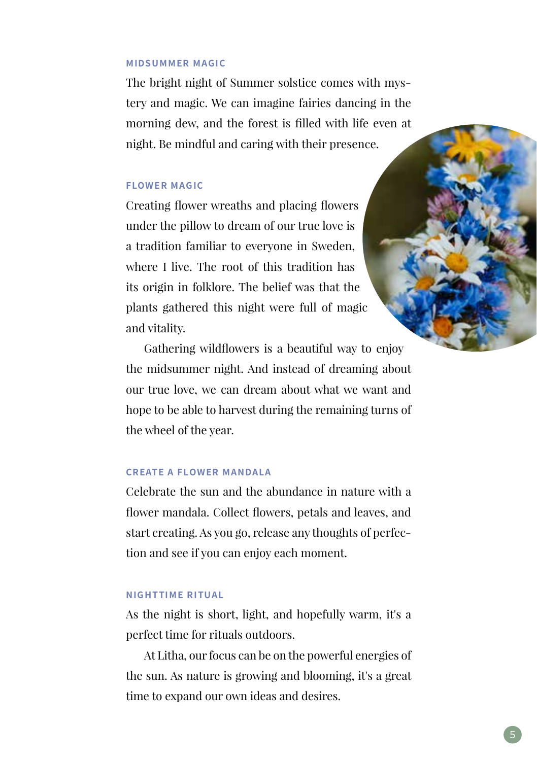### MIDSUMMER MAGIC

The bright night of Summer solstice comes with mystery and magic. We can imagine fairies dancing in the morning dew, and the forest is filled with life even at night. Be mindful and caring with their presence.

### FLOWER MAGIC

Creating flower wreaths and placing flowers under the pillow to dream of our true love is a tradition familiar to everyone in Sweden, where I live. The root of this tradition has its origin in folklore. The belief was that the plants gathered this night were full of magic and vitality.

Gathering wildflowers is a beautiful way to enjoy the midsummer night. And instead of dreaming about our true love, we can dream about what we want and hope to be able to harvest during the remaining turns of the wheel of the year.

### CREATE A FLOWER MANDALA

Celebrate the sun and the abundance in nature with a flower mandala. Collect flowers, petals and leaves, and start creating. As you go, release any thoughts of perfection and see if you can enjoy each moment.

### NIGHTTIME RITUAL

As the night is short, light, and hopefully warm, it's a perfect time for rituals outdoors.

At Litha, our focus can be on the powerful energies of the sun. As nature is growing and blooming, it's a great time to expand our own ideas and desires.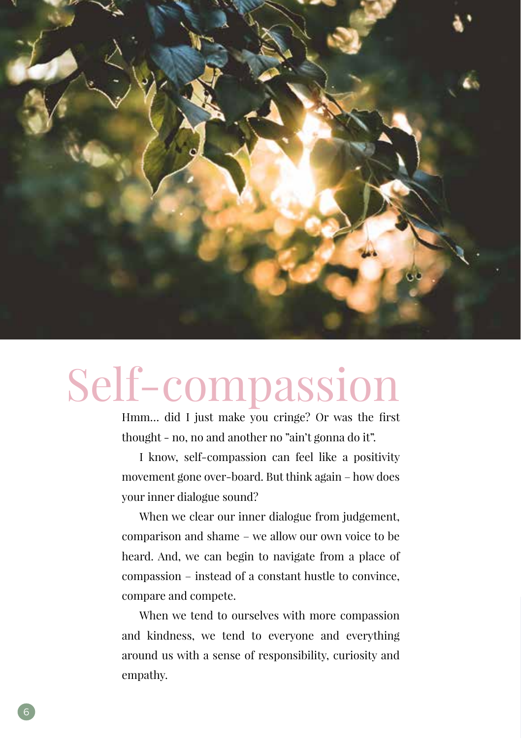# Self-compassion

Hmm... did I just make you cringe? Or was the first thought - no, no and another no "ain't gonna do it".

I know, self-compassion can feel like a positivity movement gone over-board. But think again – how does your inner dialogue sound?

When we clear our inner dialogue from judgement, comparison and shame – we allow our own voice to be heard. And, we can begin to navigate from a place of compassion – instead of a constant hustle to convince, compare and compete.

When we tend to ourselves with more compassion and kindness, we tend to everyone and everything around us with a sense of responsibility, curiosity and empathy.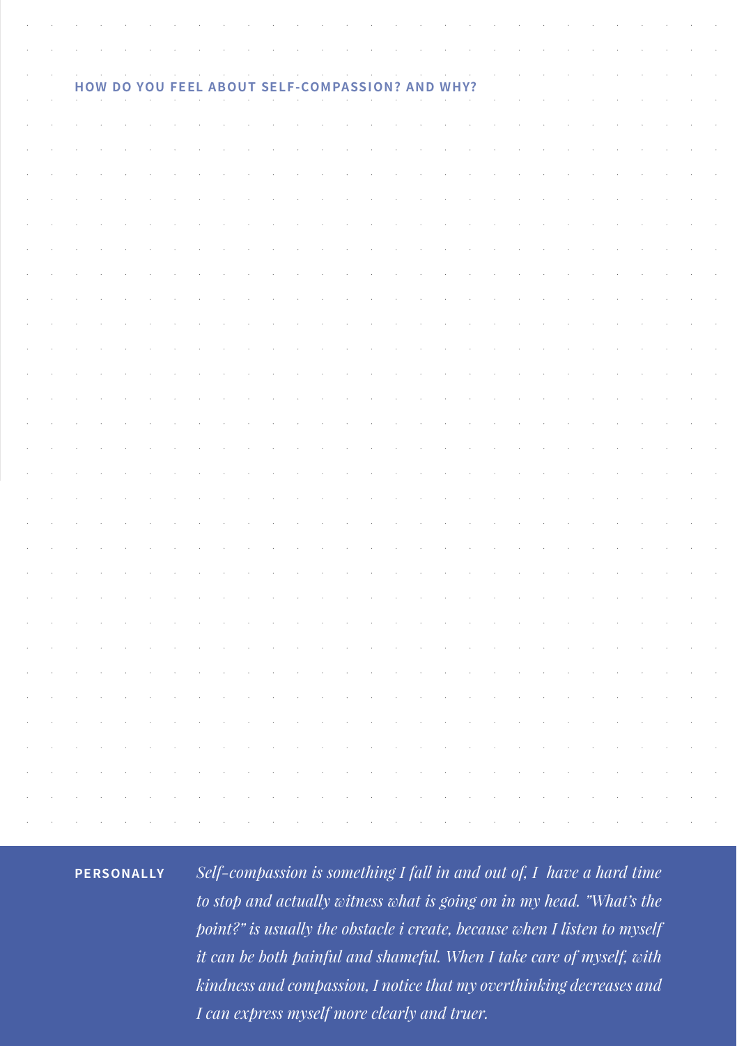**HOW DO YOU FEEL ABOUT SELF-COMPASSION? AND WHY?**

**PERSONALLY**

*Self-compassion is something I fall in and out of, I have a hard time to stop and actually witness what is going on in my head. "What's the point?" is usually the obstacle i create, because when I listen to myself it can be both painful and shameful. When I take care of myself, with kindness and compassion, I notice that my overthinking decreases and I can express myself more clearly and truer.*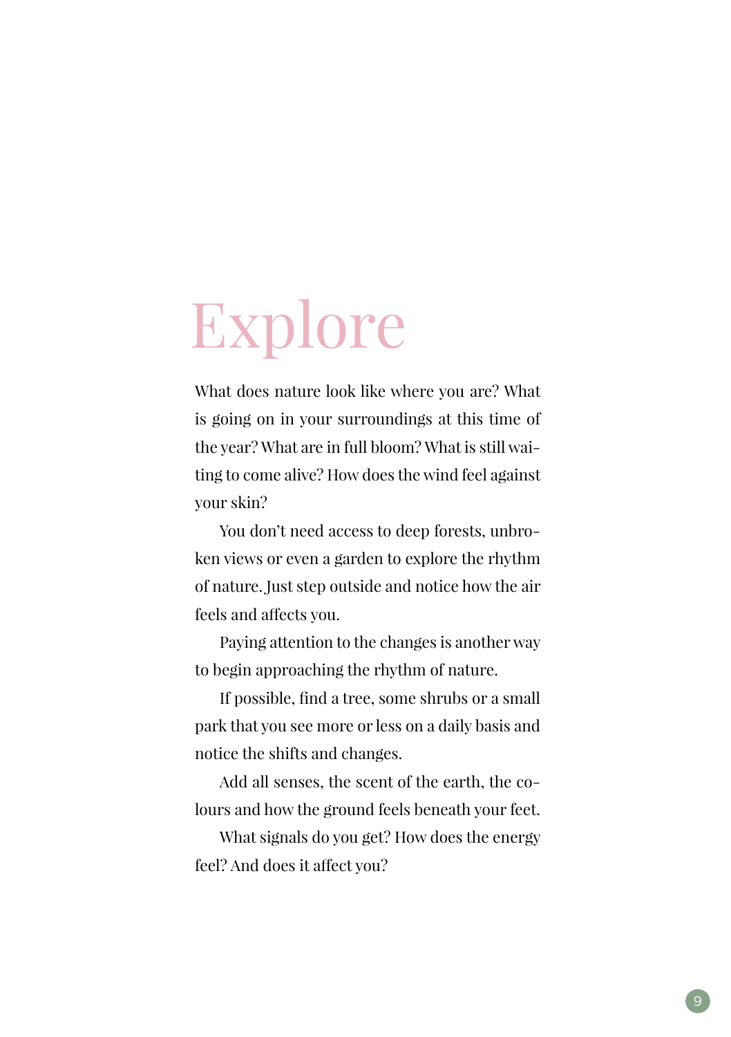# Explore

What does nature look like where you are? What is going on in your surroundings at this time of the year? What are in full bloom? What is still waiting to come alive? How does the wind feel against your skin?

You don't need access to deep forests, unbroken views or even a garden to explore the rhythm of nature. Just step outside and notice how the air feels and affects you.

Paying attention to the changes is another way to begin approaching the rhythm of nature.

If possible, find a tree, some shrubs or a small park that you see more or less on a daily basis and notice the shifts and changes.

Add all senses, the scent of the earth, the colours and how the ground feels beneath your feet.

What signals do you get? How does the energy feel? And does it affect you?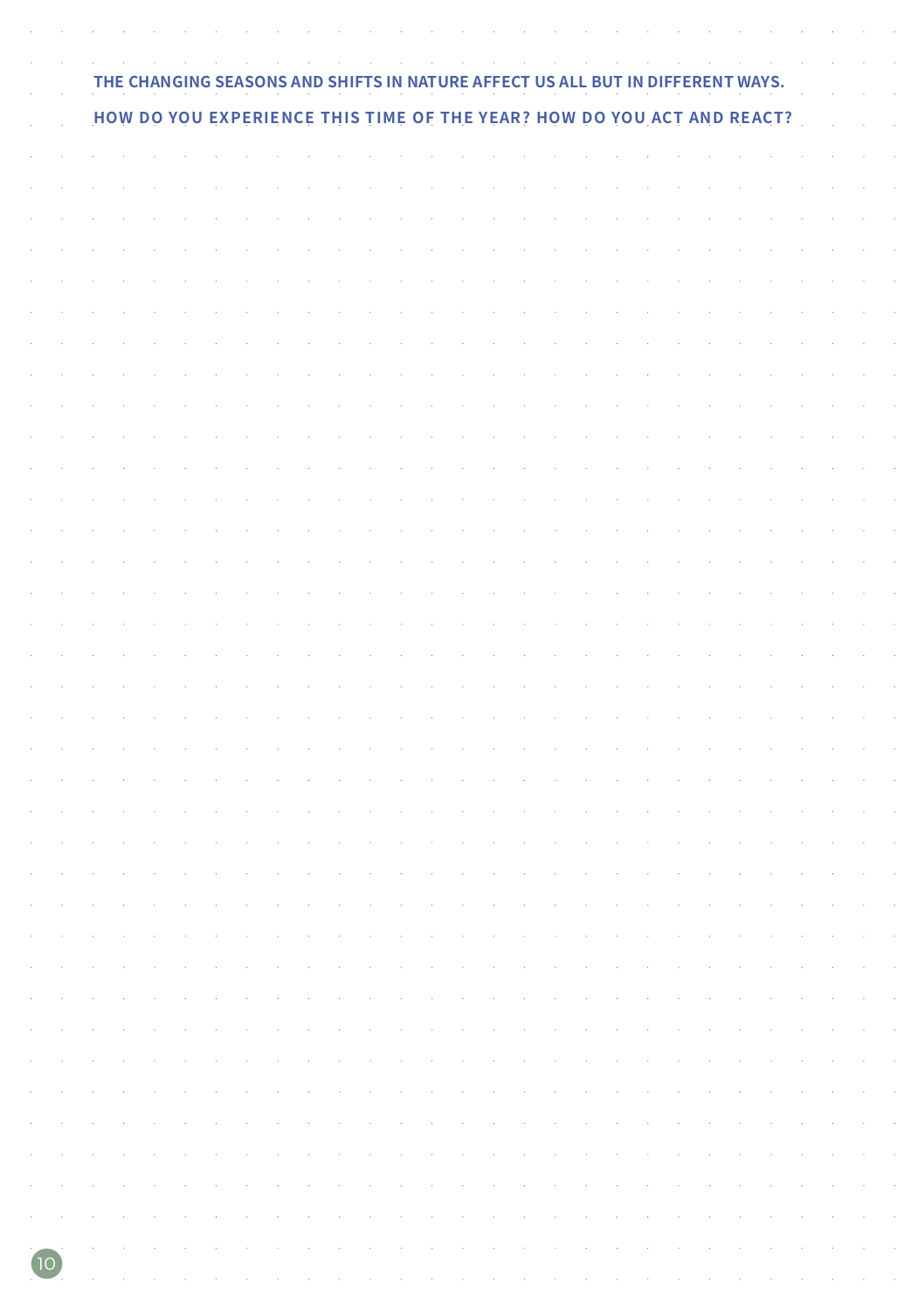**THE CHANGING SEASONS AND SHIFTS IN NATURE AFFECT US ALL BUT IN DIFFERENT WAYS.**

**HOW DO YOU EXPERIENCE THIS TIME OF THE YEAR? HOW DO YOU ACT AND REACT?**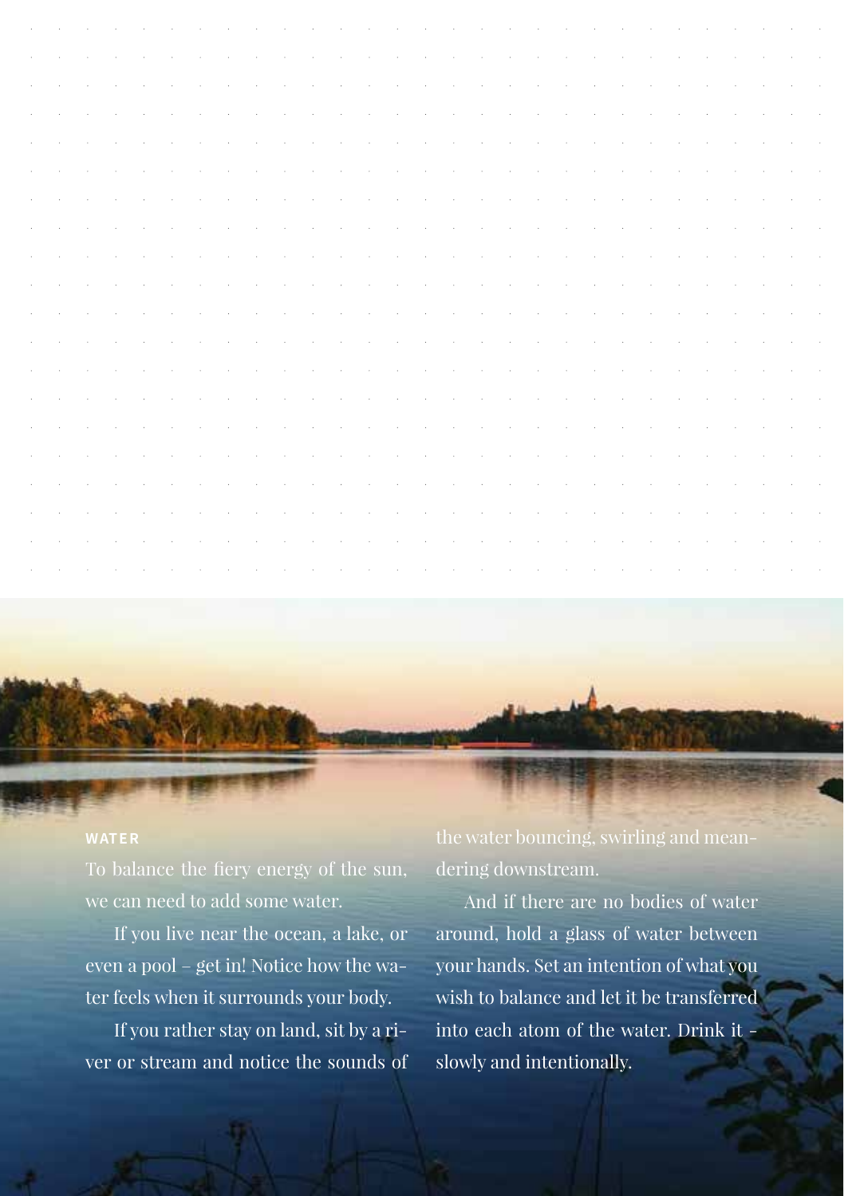## WATER

To balance the fiery energy of the sun, we can need to add some water.

If you live near the ocean, a lake, or even a pool – get in! Notice how the water feels when it surrounds your body.

If you rather stay on land, sit by a river or stream and notice the sounds of the water bouncing, swirling and meandering downstream.

And if there are no bodies of water around, hold a glass of water between your hands. Set an intention of what you wish to balance and let it be transferred into each atom of the water. Drink it - slowly and intentionally.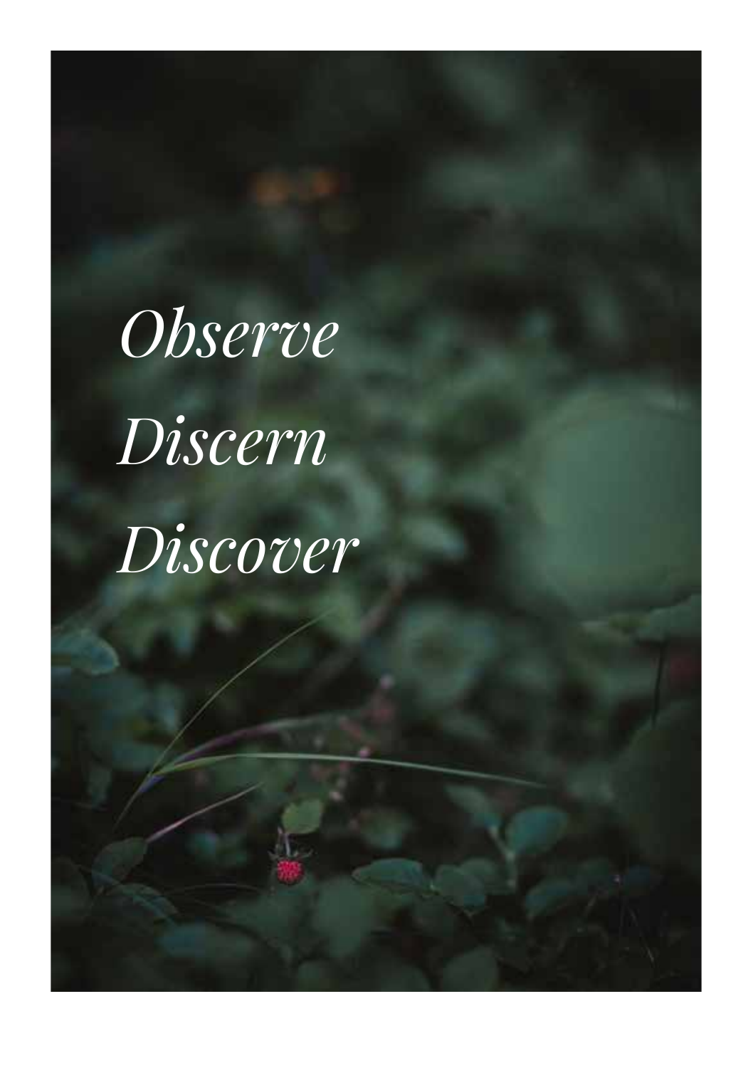*Observe*

*Discern*

*Discover*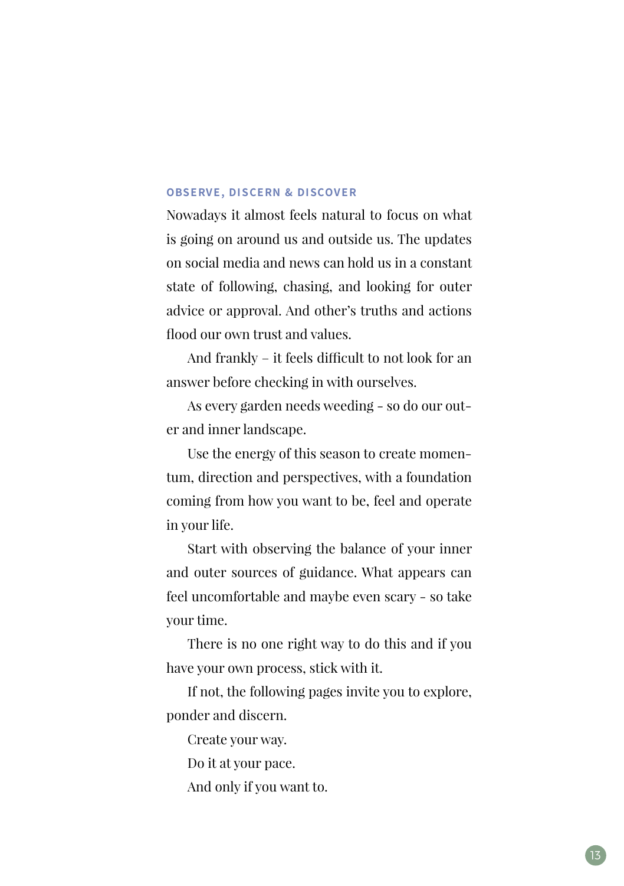## OBSERVE, DISCERN & DISCOVER

Nowadays it almost feels natural to focus on what is going on around us and outside us. The updates on social media and news can hold us in a constant state of following, chasing, and looking for outer advice or approval. And other's truths and actions flood our own trust and values.

And frankly – it feels difficult to not look for an answer before checking in with ourselves.

As every garden needs weeding - so do our outer and inner landscape.

Use the energy of this season to create momentum, direction and perspectives, with a foundation coming from how you want to be, feel and operate in your life.

Start with observing the balance of your inner and outer sources of guidance. What appears can feel uncomfortable and maybe even scary - so take your time.

There is no one right way to do this and if you have your own process, stick with it.

If not, the following pages invite you to explore, ponder and discern.

Create your way.

Do it at your pace.

And only if you want to.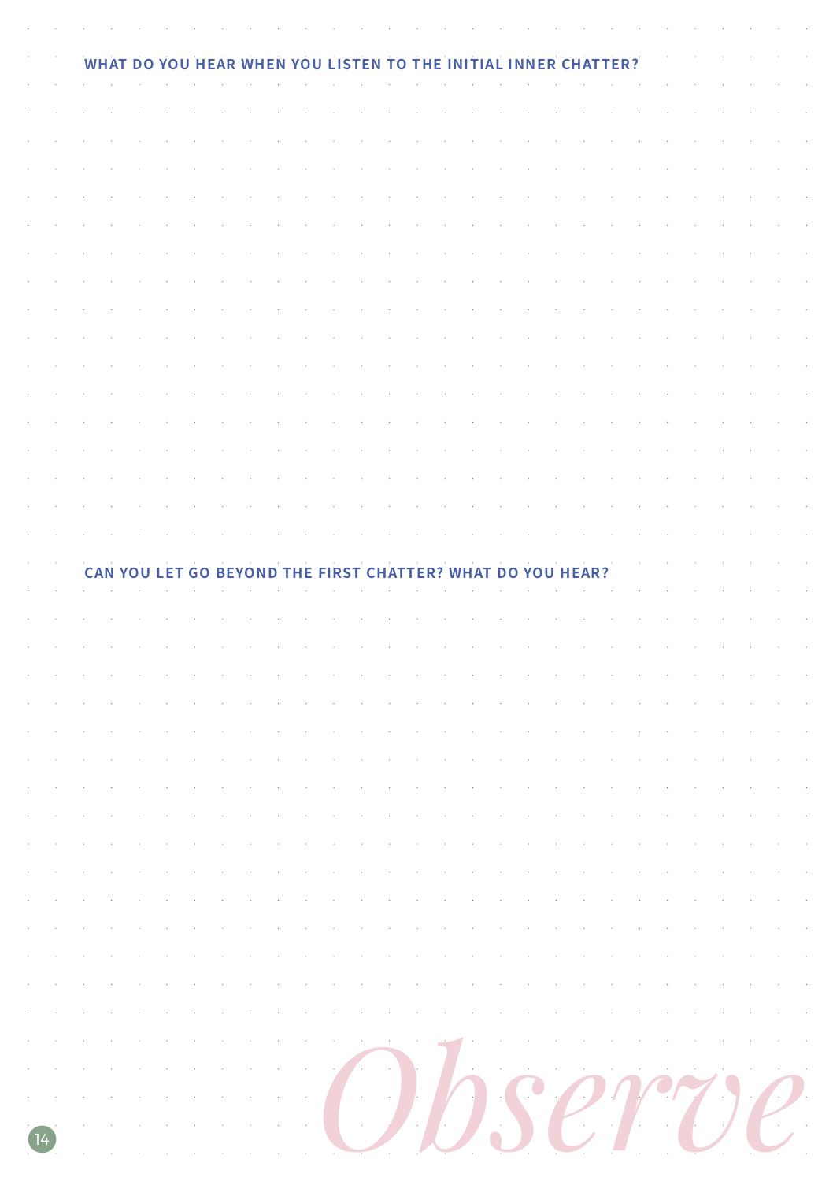## WHAT DO YOU HEAR WHEN YOU LISTEN TO THE INITIAL INNER CHATTER?

## CAN YOU LET GO BEYOND THE FIRST CHATTER? WHAT DO YOU HEAR?

*Observe*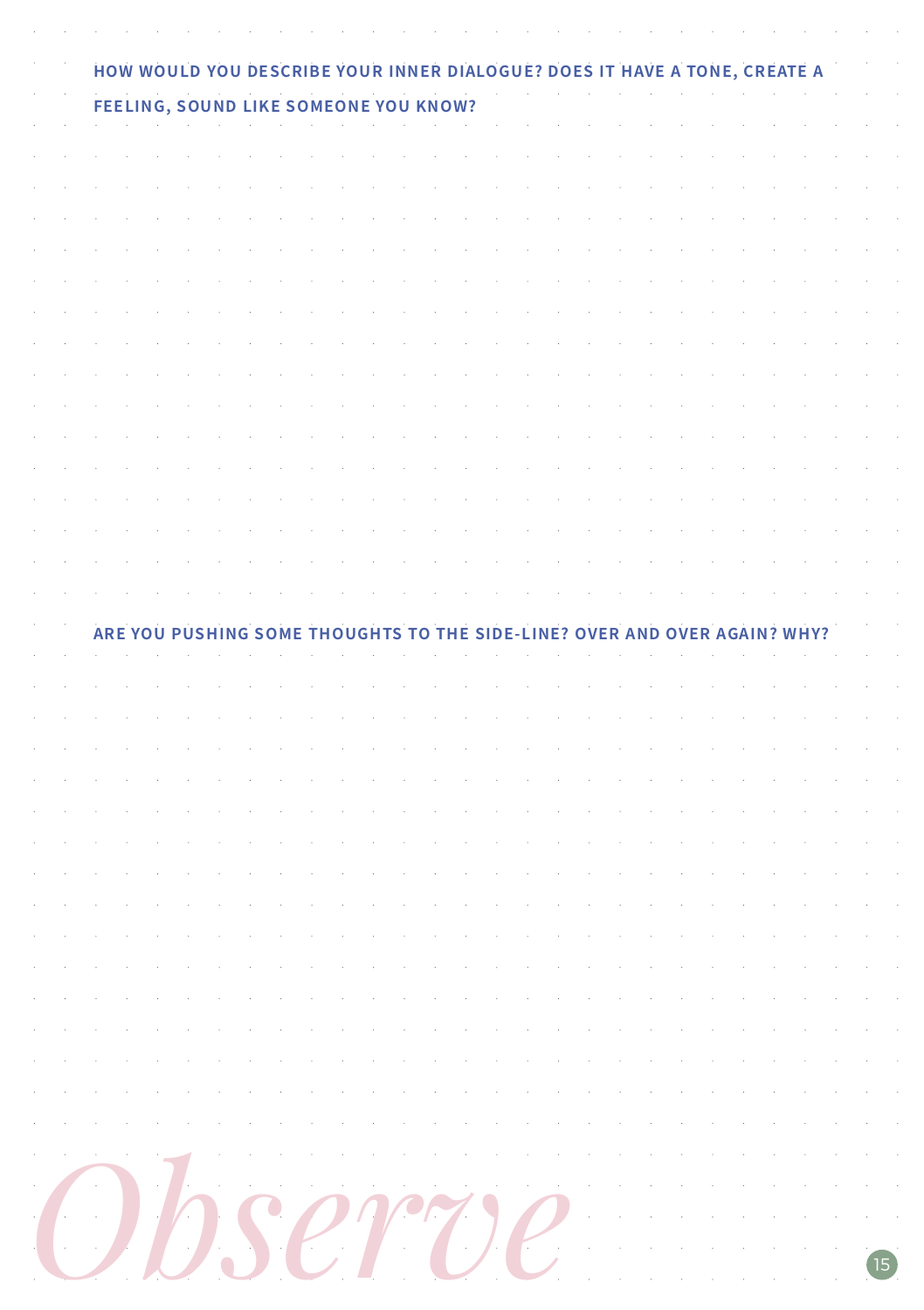**HOW WOULD YOU DESCRIBE YOUR INNER DIALOGUE? DOES IT HAVE A TONE, CREATE A FEELING, SOUND LIKE SOMEONE YOU KNOW?**

**ARE YOU PUSHING SOME THOUGHTS TO THE SIDE-LINE? OVER AND OVER AGAIN? WHY?**

*Observe*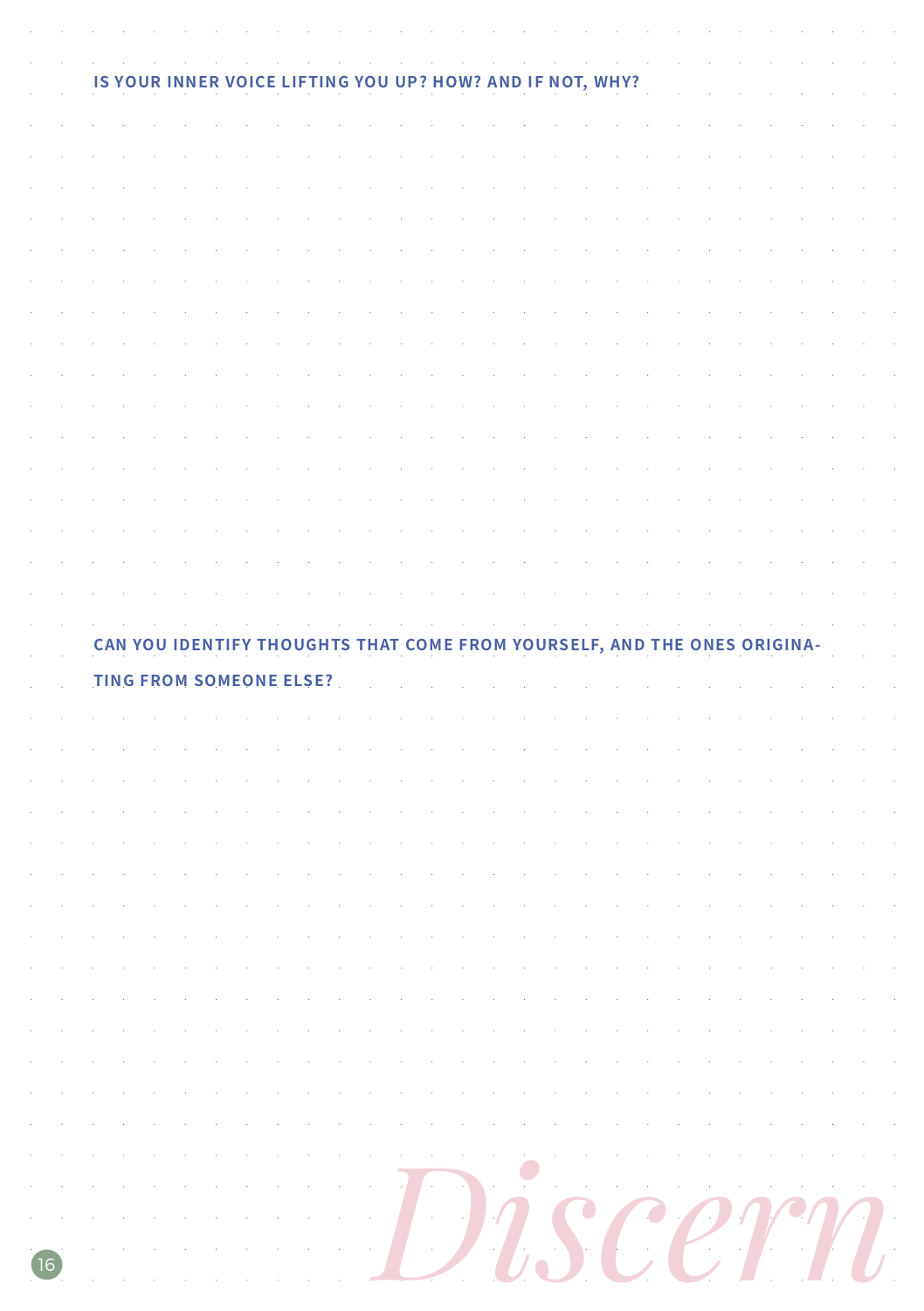**IS YOUR INNER VOICE LIFTING YOU UP? HOW? AND IF NOT, WHY?**

**CAN YOU IDENTIFY THOUGHTS THAT COME FROM YOURSELF, AND THE ONES ORIGINATING FROM SOMEONE ELSE?**

*Discern*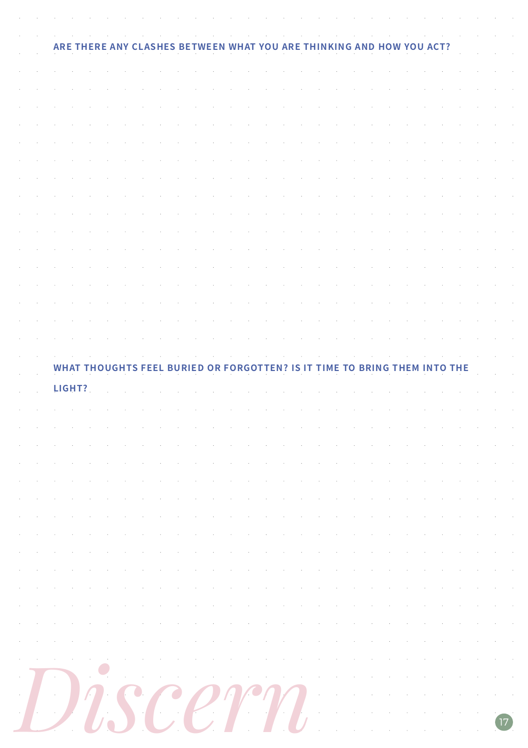**ARE THERE ANY CLASHES BETWEEN WHAT YOU ARE THINKING AND HOW YOU ACT?**

**WHAT THOUGHTS FEEL BURIED OR FORGOTTEN? IS IT TIME TO BRING THEM INTO THE LIGHT?**

*Discern*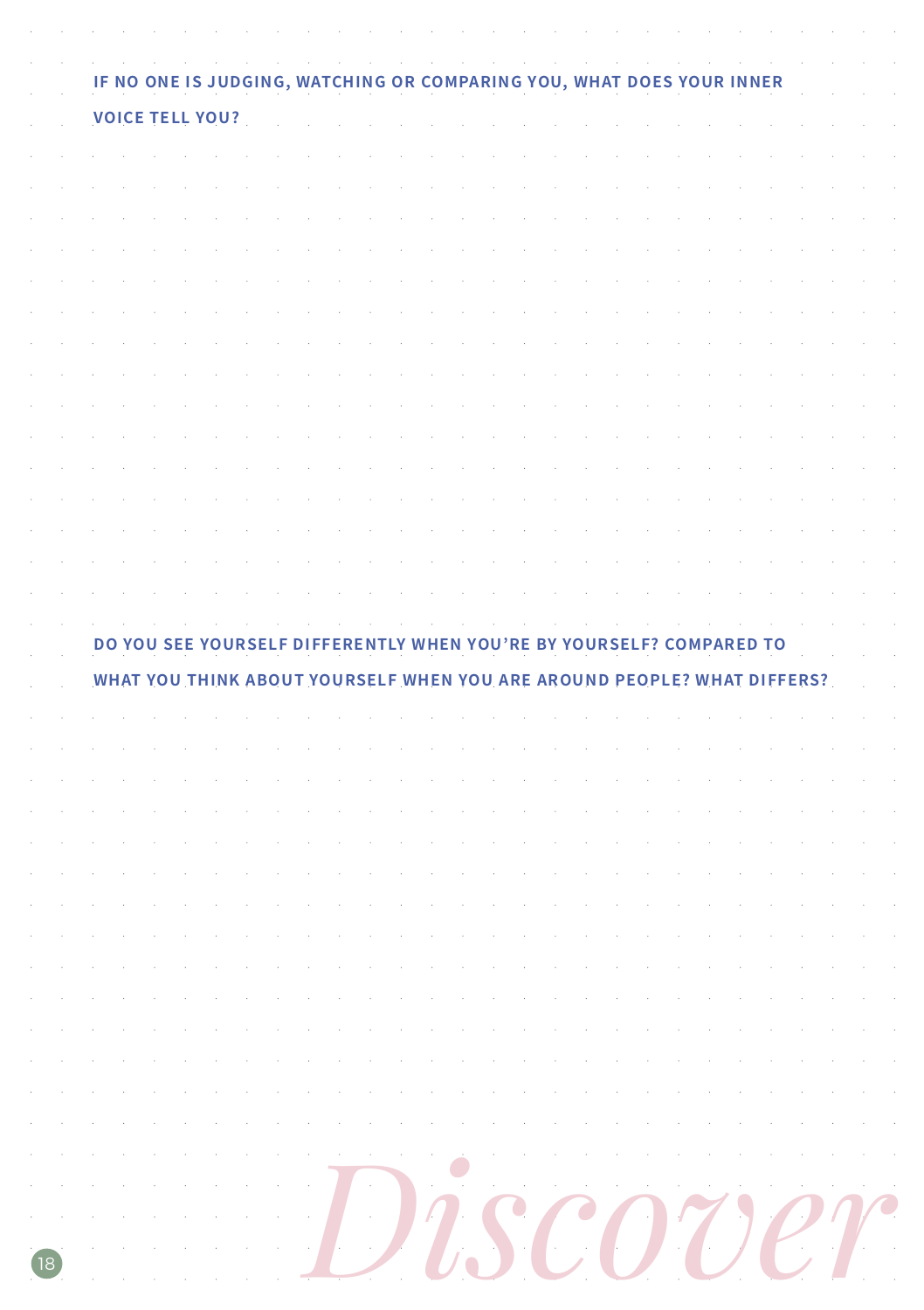**IF NO ONE IS JUDGING, WATCHING OR COMPARING YOU, WHAT DOES YOUR INNER VOICE TELL YOU?**

**DO YOU SEE YOURSELF DIFFERENTLY WHEN YOU'RE BY YOURSELF? COMPARED TO WHAT YOU THINK ABOUT YOURSELF WHEN YOU ARE AROUND PEOPLE? WHAT DIFFERS?**

*Discover*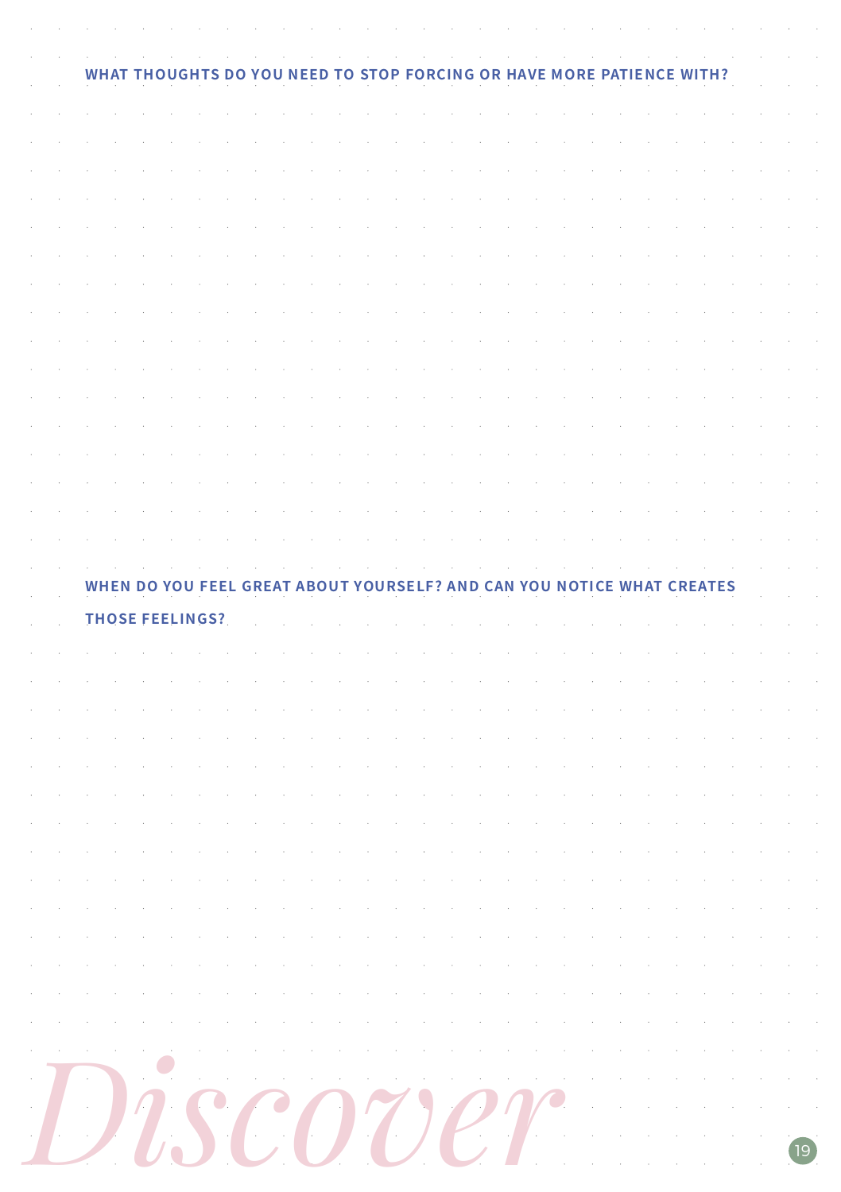**WHAT THOUGHTS DO YOU NEED TO STOP FORCING OR HAVE MORE PATIENCE WITH?**

**WHEN DO YOU FEEL GREAT ABOUT YOURSELF? AND CAN YOU NOTICE WHAT CREATES THOSE FEELINGS?**

*Discover*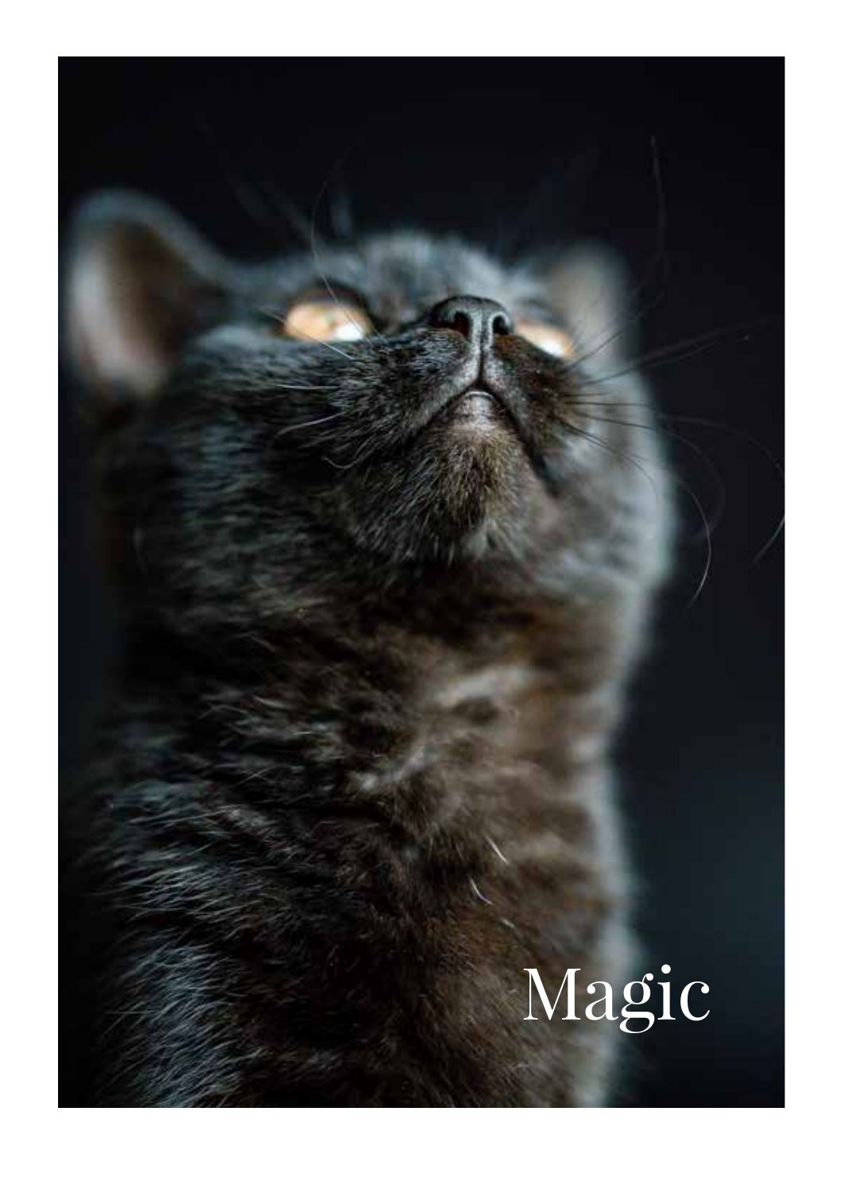Magic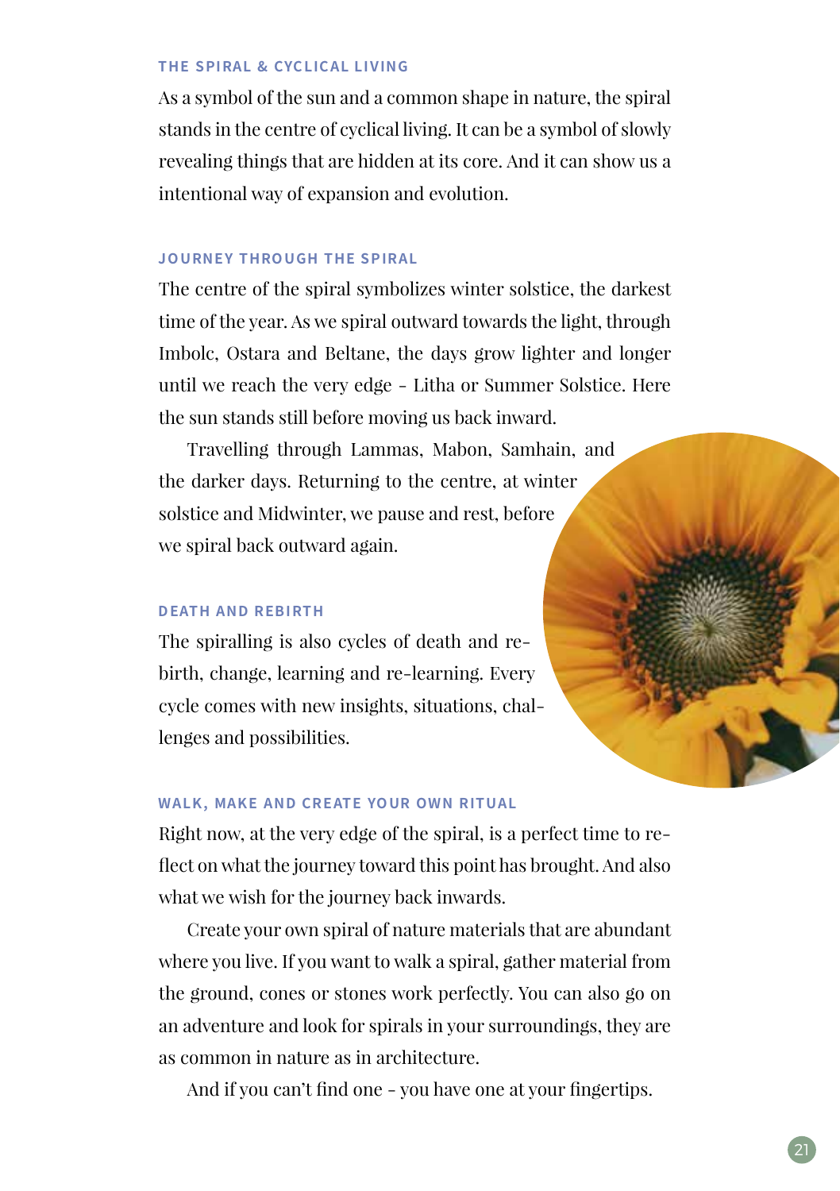### THE SPIRAL & CYCLICAL LIVING

As a symbol of the sun and a common shape in nature, the spiral stands in the centre of cyclical living. It can be a symbol of slowly revealing things that are hidden at its core. And it can show us a intentional way of expansion and evolution.

### JOURNEY THROUGH THE SPIRAL

The centre of the spiral symbolizes winter solstice, the darkest time of the year. As we spiral outward towards the light, through Imbolc, Ostara and Beltane, the days grow lighter and longer until we reach the very edge - Litha or Summer Solstice. Here the sun stands still before moving us back inward.

Travelling through Lammas, Mabon, Samhain, and the darker days. Returning to the centre, at winter solstice and Midwinter, we pause and rest, before we spiral back outward again.

### DEATH AND REBIRTH

The spiralling is also cycles of death and re-birth, change, learning and re-learning. Every cycle comes with new insights, situations, challenges and possibilities.

### WALK, MAKE AND CREATE YOUR OWN RITUAL

Right now, at the very edge of the spiral, is a perfect time to reflect on what the journey toward this point has brought. And also what we wish for the journey back inwards.

Create your own spiral of nature materials that are abundant where you live. If you want to walk a spiral, gather material from the ground, cones or stones work perfectly. You can also go on an adventure and look for spirals in your surroundings, they are as common in nature as in architecture.

And if you can't find one - you have one at your fingertips.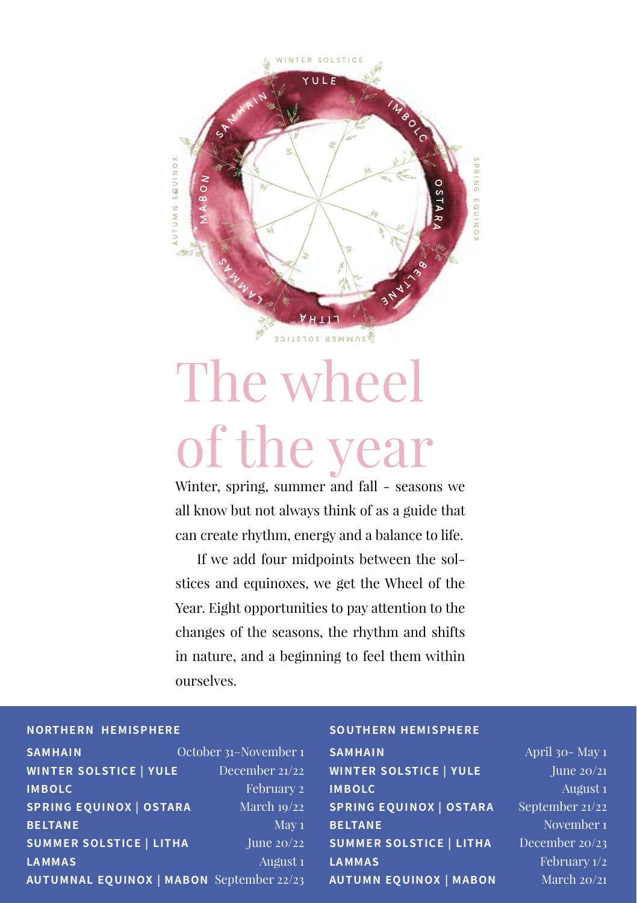# The wheel of the year

Winter, spring, summer and fall - seasons we all know but not always think of as a guide that can create rhythm, energy and a balance to life.

If we add four midpoints between the solstices and equinoxes, we get the Wheel of the Year. Eight opportunities to pay attention to the changes of the seasons, the rhythm and shifts in nature, and a beginning to feel them within ourselves.

**NORTHERN HEMISPHERE**

| | |
|---|---|
| **SAMHAIN** | October 31–November 1 |
| **WINTER SOLSTICE \| YULE** | December 21/22 |
| **IMBOLC** | February 2 |
| **SPRING EQUINOX \| OSTARA** | March 19/22 |
| **BELTANE** | May 1 |
| **SUMMER SOLSTICE \| LITHA** | June 20/22 |
| **LAMMAS** | August 1 |
| **AUTUMNAL EQUINOX \| MABON** | September 22/23 |

**SOUTHERN HEMISPHERE**

| | |
|---|---|
| **SAMHAIN** | April 30- May 1 |
| **WINTER SOLSTICE \| YULE** | June 20/21 |
| **IMBOLC** | August 1 |
| **SPRING EQUINOX \| OSTARA** | September 21/22 |
| **BELTANE** | November 1 |
| **SUMMER SOLSTICE \| LITHA** | December 20/23 |
| **LAMMAS** | February 1/2 |
| **AUTUMN EQUINOX \| MABON** | March 20/21 |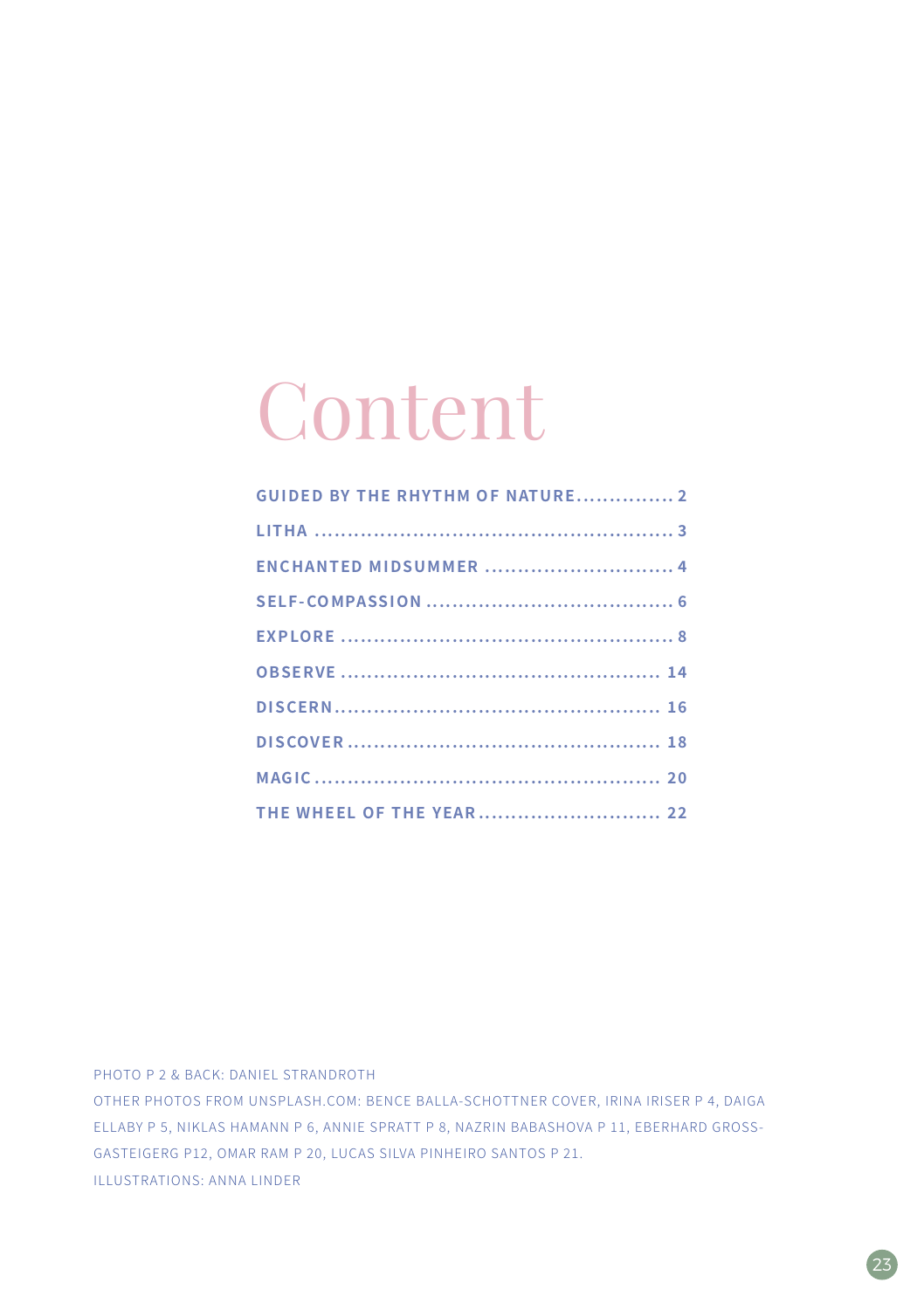# Content

| | |
|---|---|
| **GUIDED BY THE RHYTHM OF NATURE** | **2** |
| **LITHA** | **3** |
| **ENCHANTED MIDSUMMER** | **4** |
| **SELF-COMPASSION** | **6** |
| **EXPLORE** | **8** |
| **OBSERVE** | **14** |
| **DISCERN** | **16** |
| **DISCOVER** | **18** |
| **MAGIC** | **20** |
| **THE WHEEL OF THE YEAR** | **22** |

PHOTO P 2 & BACK: DANIEL STRANDROTH

OTHER PHOTOS FROM UNSPLASH.COM: BENCE BALLA-SCHOTTNER COVER, IRINA IRISER P 4, DAIGA ELLABY P 5, NIKLAS HAMANN P 6, ANNIE SPRATT P 8, NAZRIN BABASHOVA P 11, EBERHARD GROSS-GASTEIGERG P12, OMAR RAM P 20, LUCAS SILVA PINHEIRO SANTOS P 21.

ILLUSTRATIONS: ANNA LINDER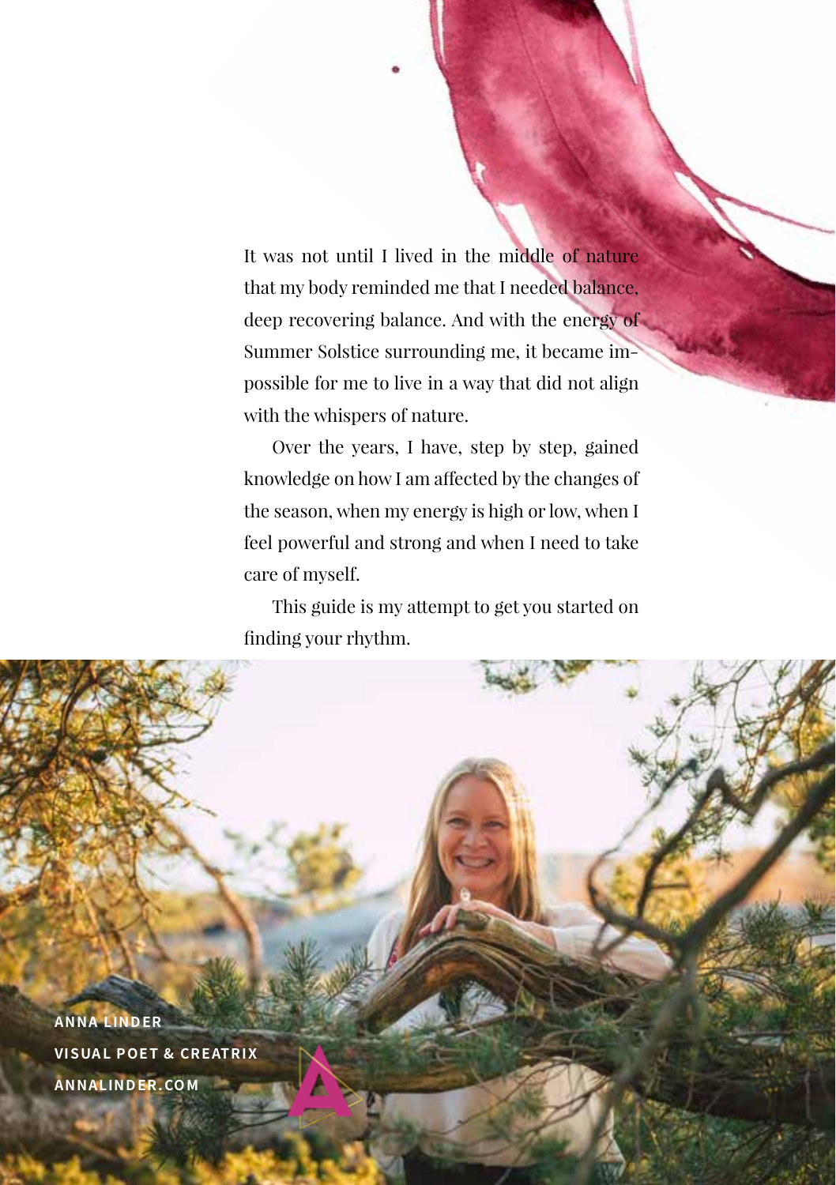It was not until I lived in the middle of nature that my body reminded me that I needed balance, deep recovering balance. And with the energy of Summer Solstice surrounding me, it became impossible for me to live in a way that did not align with the whispers of nature.

Over the years, I have, step by step, gained knowledge on how I am affected by the changes of the season, when my energy is high or low, when I feel powerful and strong and when I need to take care of myself.

This guide is my attempt to get you started on finding your rhythm.

**ANNA LINDER**
**VISUAL POET & CREATRIX**
**ANNALINDER.COM**